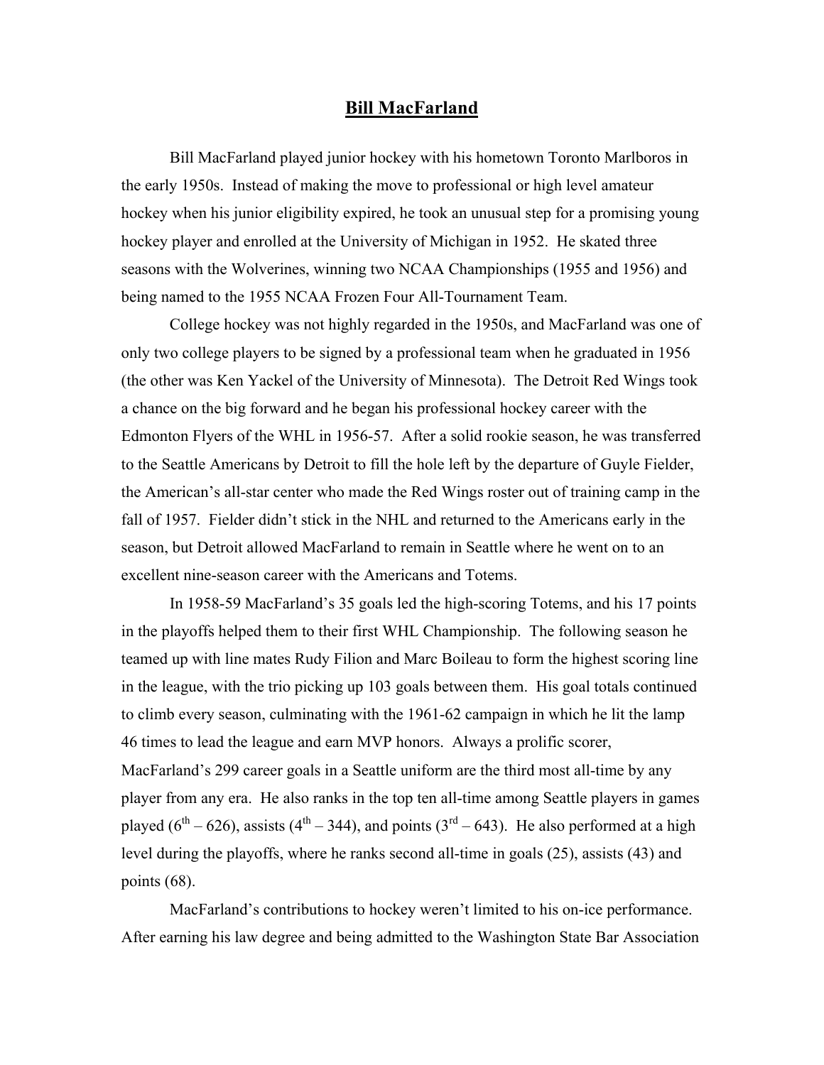# Bill MacFarland

Bill MacFarland played junior hockey with his hometown Toronto Marlboros in the early 1950s. Instead of making the move to professional or high level amateur hockey when his junior eligibility expired, he took an unusual step for a promising young hockey player and enrolled at the University of Michigan in 1952. He skated three seasons with the Wolverines, winning two NCAA Championships (1955 and 1956) and being named to the 1955 NCAA Frozen Four All-Tournament Team.

College hockey was not highly regarded in the 1950s, and MacFarland was one of only two college players to be signed by a professional team when he graduated in 1956 (the other was Ken Yackel of the University of Minnesota). The Detroit Red Wings took a chance on the big forward and he began his professional hockey career with the Edmonton Flyers of the WHL in 1956-57. After a solid rookie season, he was transferred to the Seattle Americans by Detroit to fill the hole left by the departure of Guyle Fielder, the American's all-star center who made the Red Wings roster out of training camp in the fall of 1957. Fielder didn't stick in the NHL and returned to the Americans early in the season, but Detroit allowed MacFarland to remain in Seattle where he went on to an excellent nine-season career with the Americans and Totems.

In 1958-59 MacFarland's 35 goals led the high-scoring Totems, and his 17 points in the playoffs helped them to their first WHL Championship. The following season he teamed up with line mates Rudy Filion and Marc Boileau to form the highest scoring line in the league, with the trio picking up 103 goals between them. His goal totals continued to climb every season, culminating with the 1961-62 campaign in which he lit the lamp 46 times to lead the league and earn MVP honors. Always a prolific scorer, MacFarland's 299 career goals in a Seattle uniform are the third most all-time by any player from any era. He also ranks in the top ten all-time among Seattle players in games played (6th – 626), assists (4th – 344), and points (3rd – 643). He also performed at a high level during the playoffs, where he ranks second all-time in goals (25), assists (43) and points (68).

MacFarland's contributions to hockey weren't limited to his on-ice performance. After earning his law degree and being admitted to the Washington State Bar Association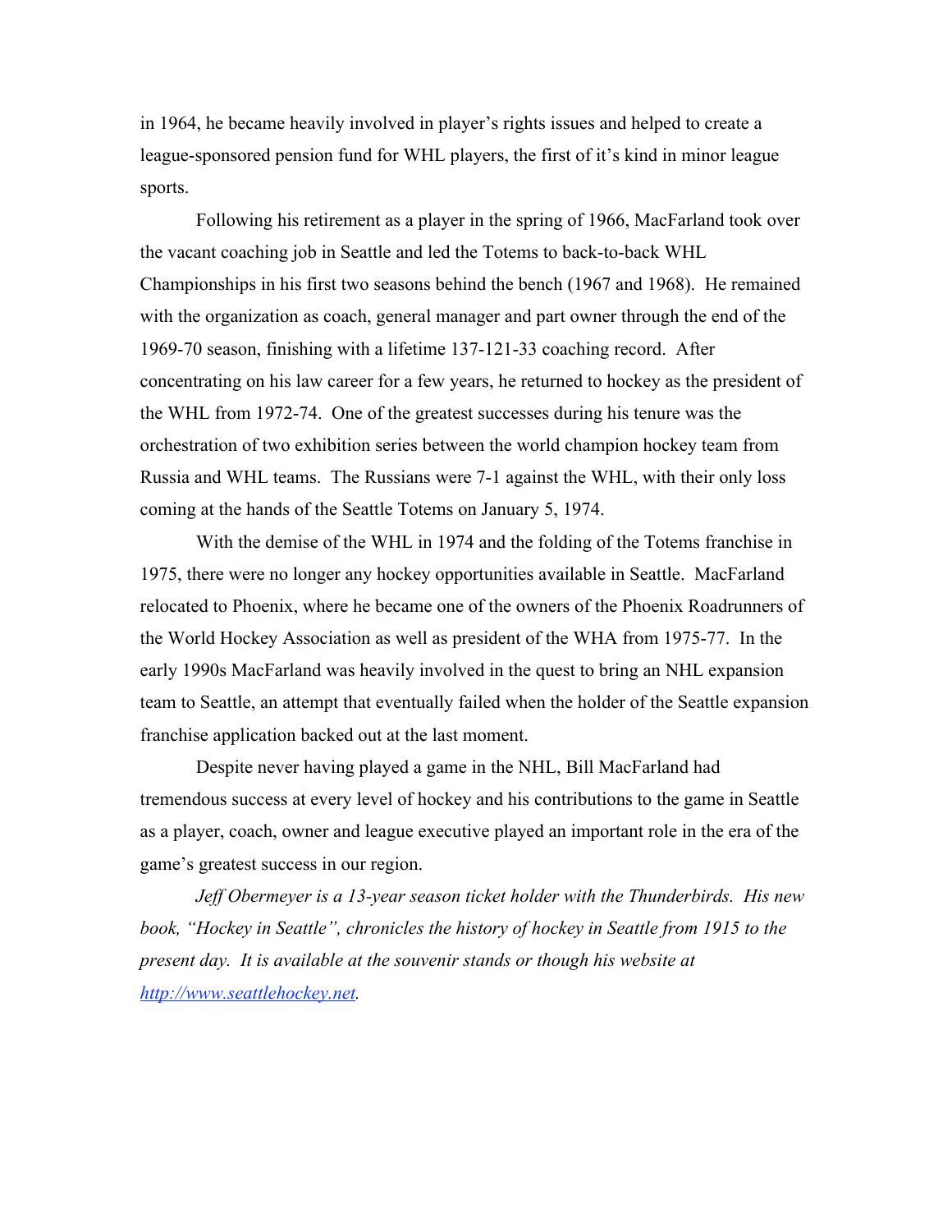in 1964, he became heavily involved in player's rights issues and helped to create a league-sponsored pension fund for WHL players, the first of it's kind in minor league sports.

Following his retirement as a player in the spring of 1966, MacFarland took over the vacant coaching job in Seattle and led the Totems to back-to-back WHL Championships in his first two seasons behind the bench (1967 and 1968). He remained with the organization as coach, general manager and part owner through the end of the 1969-70 season, finishing with a lifetime 137-121-33 coaching record. After concentrating on his law career for a few years, he returned to hockey as the president of the WHL from 1972-74. One of the greatest successes during his tenure was the orchestration of two exhibition series between the world champion hockey team from Russia and WHL teams. The Russians were 7-1 against the WHL, with their only loss coming at the hands of the Seattle Totems on January 5, 1974.

With the demise of the WHL in 1974 and the folding of the Totems franchise in 1975, there were no longer any hockey opportunities available in Seattle. MacFarland relocated to Phoenix, where he became one of the owners of the Phoenix Roadrunners of the World Hockey Association as well as president of the WHA from 1975-77. In the early 1990s MacFarland was heavily involved in the quest to bring an NHL expansion team to Seattle, an attempt that eventually failed when the holder of the Seattle expansion franchise application backed out at the last moment.

Despite never having played a game in the NHL, Bill MacFarland had tremendous success at every level of hockey and his contributions to the game in Seattle as a player, coach, owner and league executive played an important role in the era of the game's greatest success in our region.

*Jeff Obermeyer is a 13-year season ticket holder with the Thunderbirds. His new book, "Hockey in Seattle", chronicles the history of hockey in Seattle from 1915 to the present day. It is available at the souvenir stands or though his website at [http://www.seattlehockey.net](http://www.seattlehockey.net).*